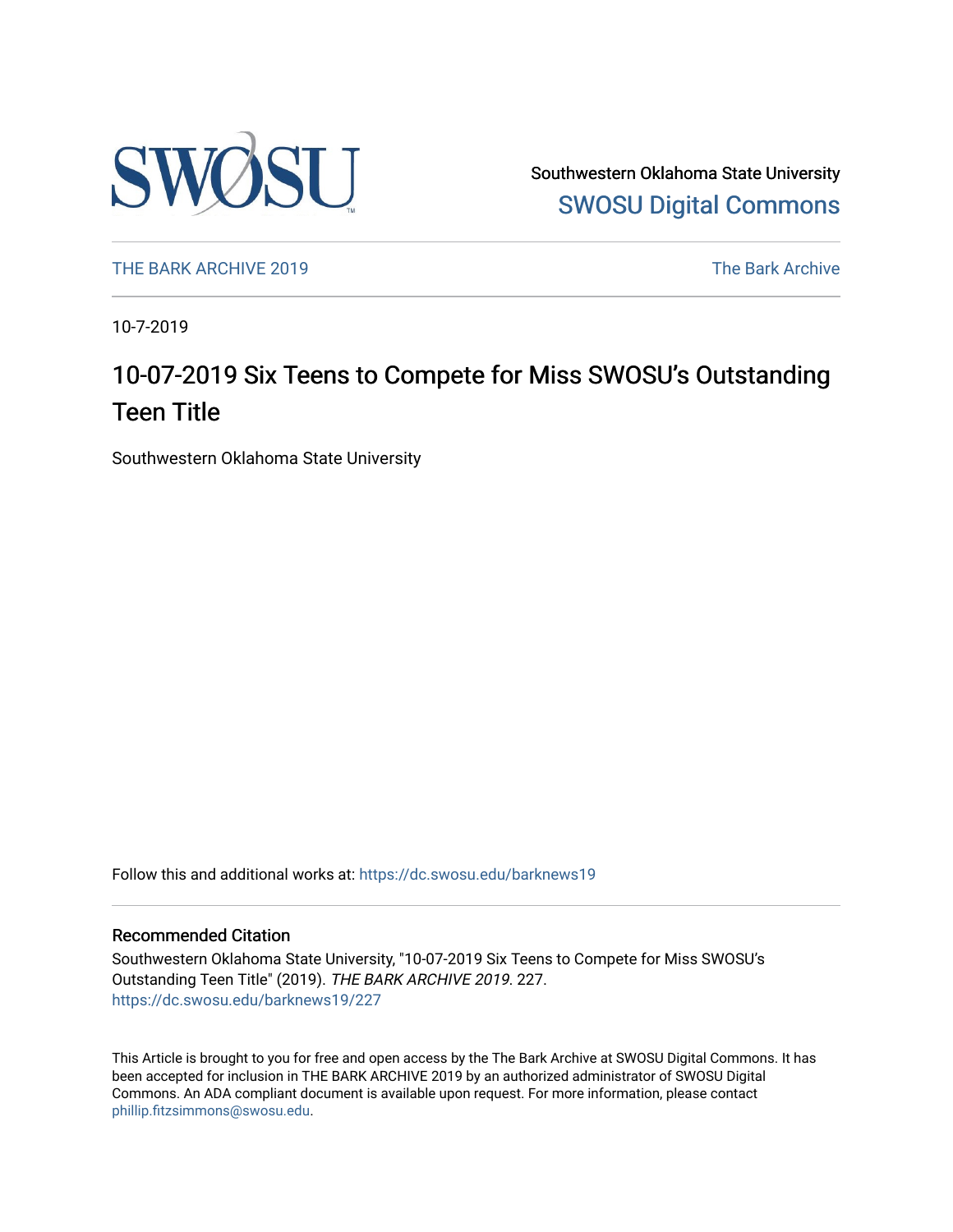Southwestern Oklahoma State University
SWOSU Digital Commons

THE BARK ARCHIVE 2019 | The Bark Archive

10-7-2019

# 10-07-2019 Six Teens to Compete for Miss SWOSU's Outstanding Teen Title

Southwestern Oklahoma State University

Follow this and additional works at: https://dc.swosu.edu/barknews19

## Recommended Citation

Southwestern Oklahoma State University, "10-07-2019 Six Teens to Compete for Miss SWOSU's Outstanding Teen Title" (2019). *THE BARK ARCHIVE 2019*. 227.
https://dc.swosu.edu/barknews19/227

This Article is brought to you for free and open access by the The Bark Archive at SWOSU Digital Commons. It has been accepted for inclusion in THE BARK ARCHIVE 2019 by an authorized administrator of SWOSU Digital Commons. An ADA compliant document is available upon request. For more information, please contact phillip.fitzsimmons@swosu.edu.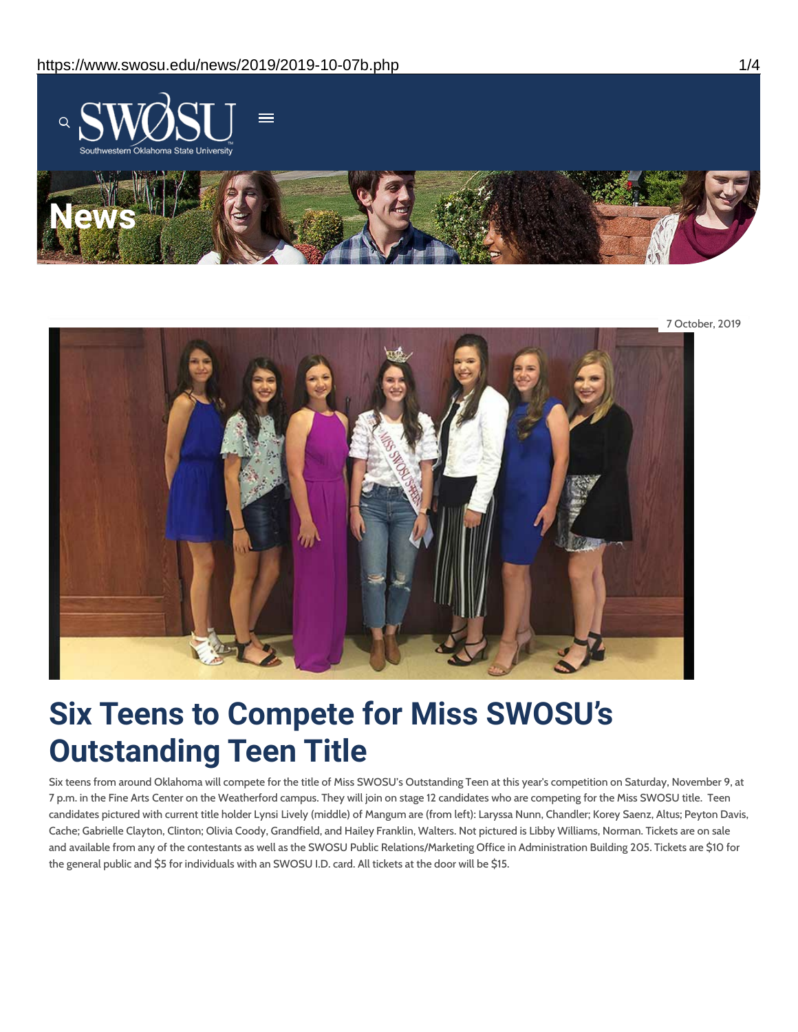7 October, 2019

# Six Teens to Compete for Miss SWOSU's Outstanding Teen Title

Six teens from around Oklahoma will compete for the title of Miss SWOSU's Outstanding Teen at this year's competition on Saturday, November 9, at 7 p.m. in the Fine Arts Center on the Weatherford campus. They will join on stage 12 candidates who are competing for the Miss SWOSU title. Teen candidates pictured with current title holder Lynsi Lively (middle) of Mangum are (from left): Laryssa Nunn, Chandler; Korey Saenz, Altus; Peyton Davis, Cache; Gabrielle Clayton, Clinton; Olivia Coody, Grandfield, and Hailey Franklin, Walters. Not pictured is Libby Williams, Norman. Tickets are on sale and available from any of the contestants as well as the SWOSU Public Relations/Marketing Office in Administration Building 205. Tickets are $10 for the general public and $5 for individuals with an SWOSU I.D. card. All tickets at the door will be $15.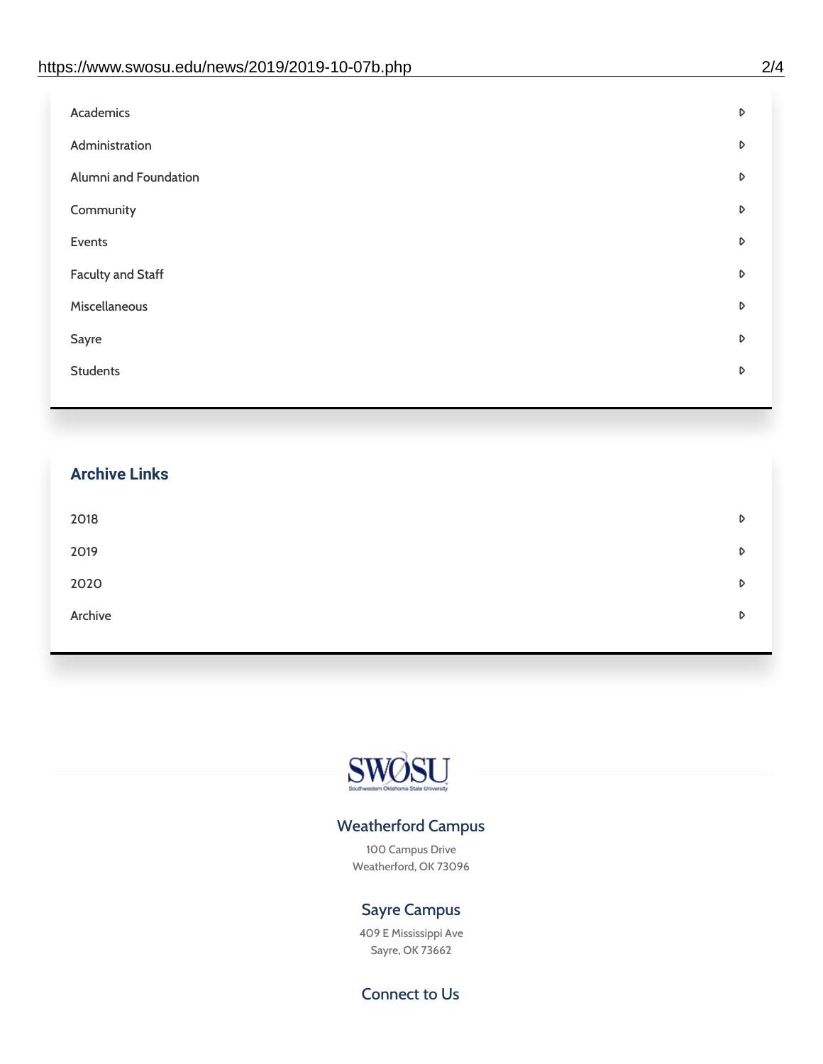- Academics
- Administration
- Alumni and Foundation
- Community
- Events
- Faculty and Staff
- Miscellaneous
- Sayre
- Students

## Archive Links

- 2018
- 2019
- 2020
- Archive

SWOSU

Southwestern Oklahoma State University

### Weatherford Campus

100 Campus Drive
Weatherford, OK 73096

### Sayre Campus

409 E Mississippi Ave
Sayre, OK 73662

### Connect to Us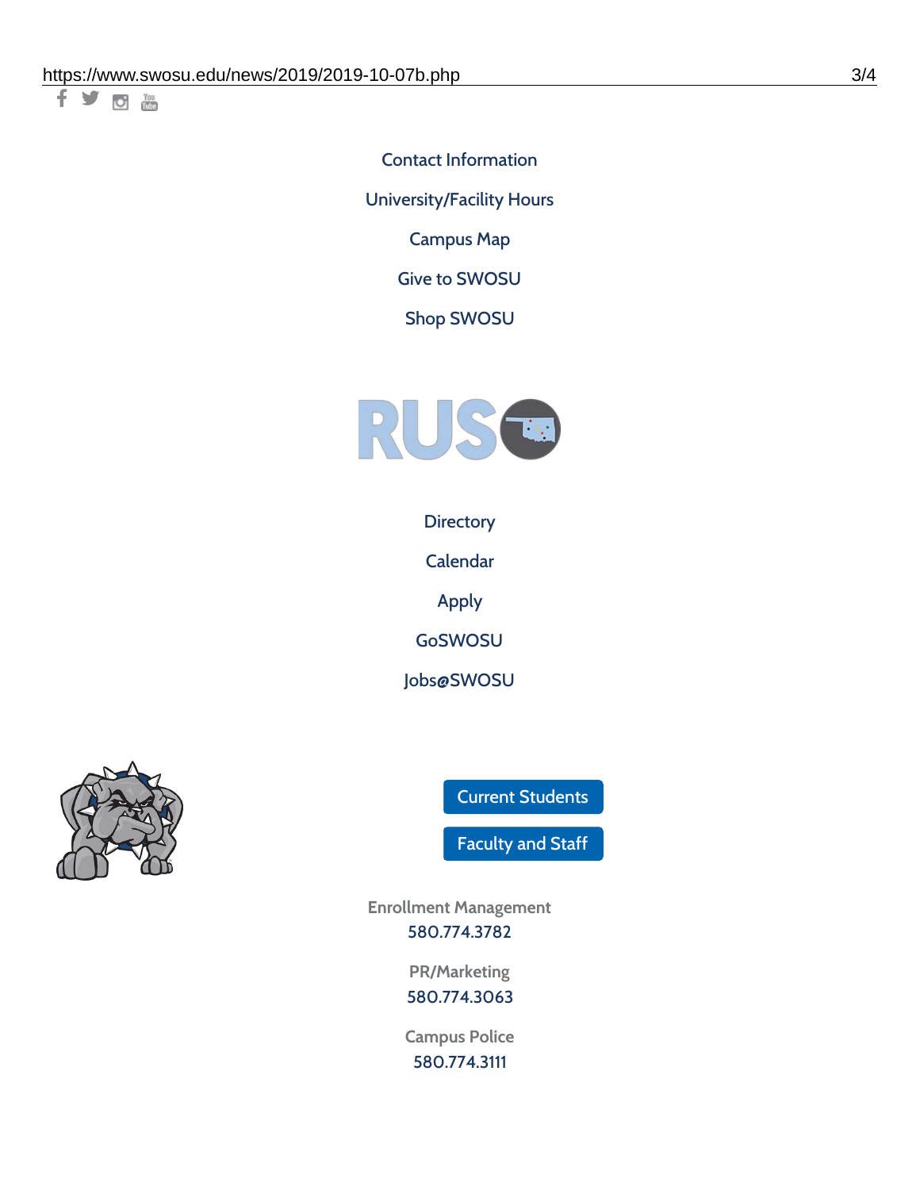Contact Information

University/Facility Hours

Campus Map

Give to SWOSU

Shop SWOSU

Directory

Calendar

Apply

GoSWOSU

Jobs@SWOSU

Current Students

Faculty and Staff

Enrollment Management
580.774.3782

PR/Marketing
580.774.3063

Campus Police
580.774.3111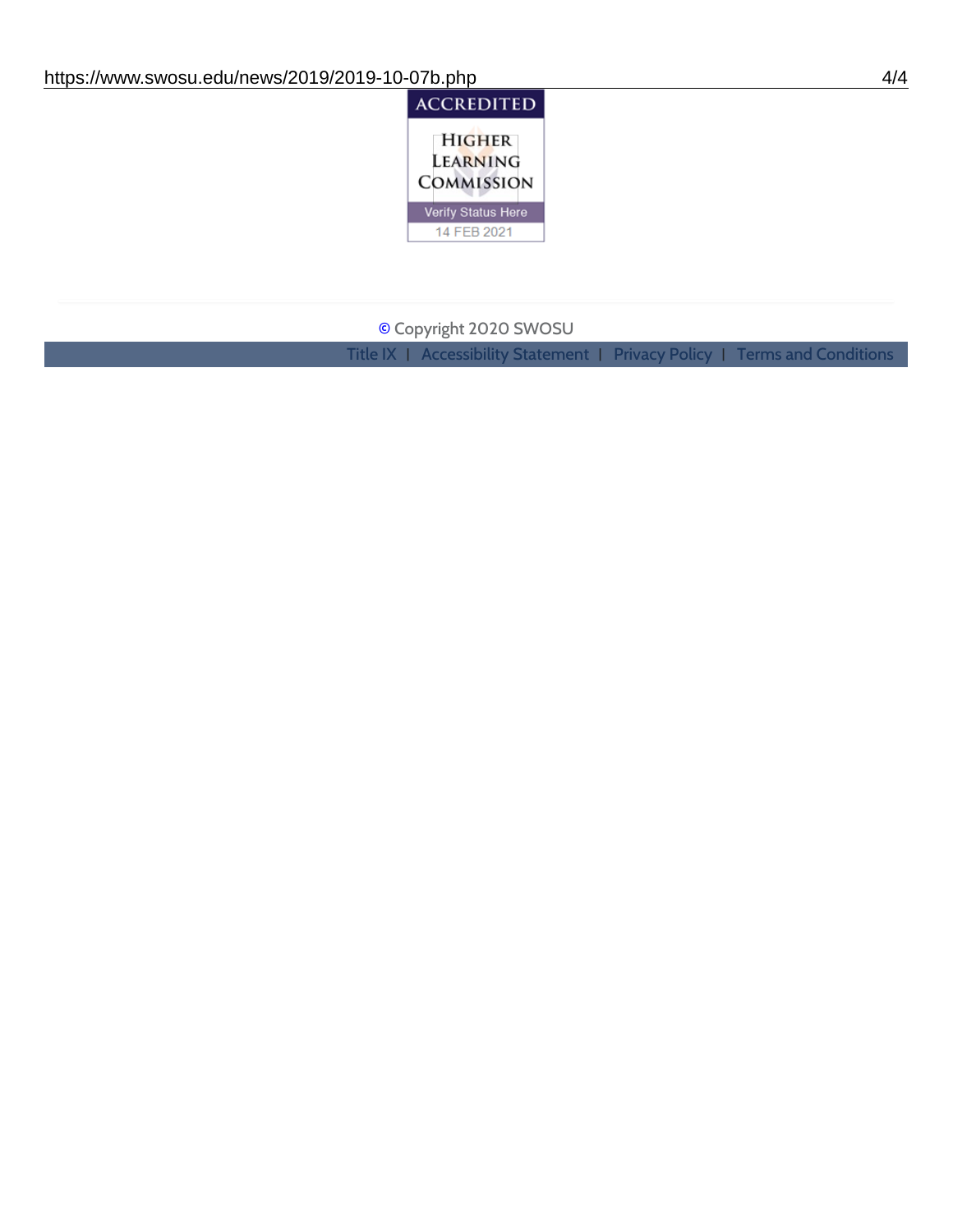ACCREDITED

HIGHER LEARNING COMMISSION

Verify Status Here

14 FEB 2021

© Copyright 2020 SWOSU

Title IX | Accessibility Statement | Privacy Policy | Terms and Conditions